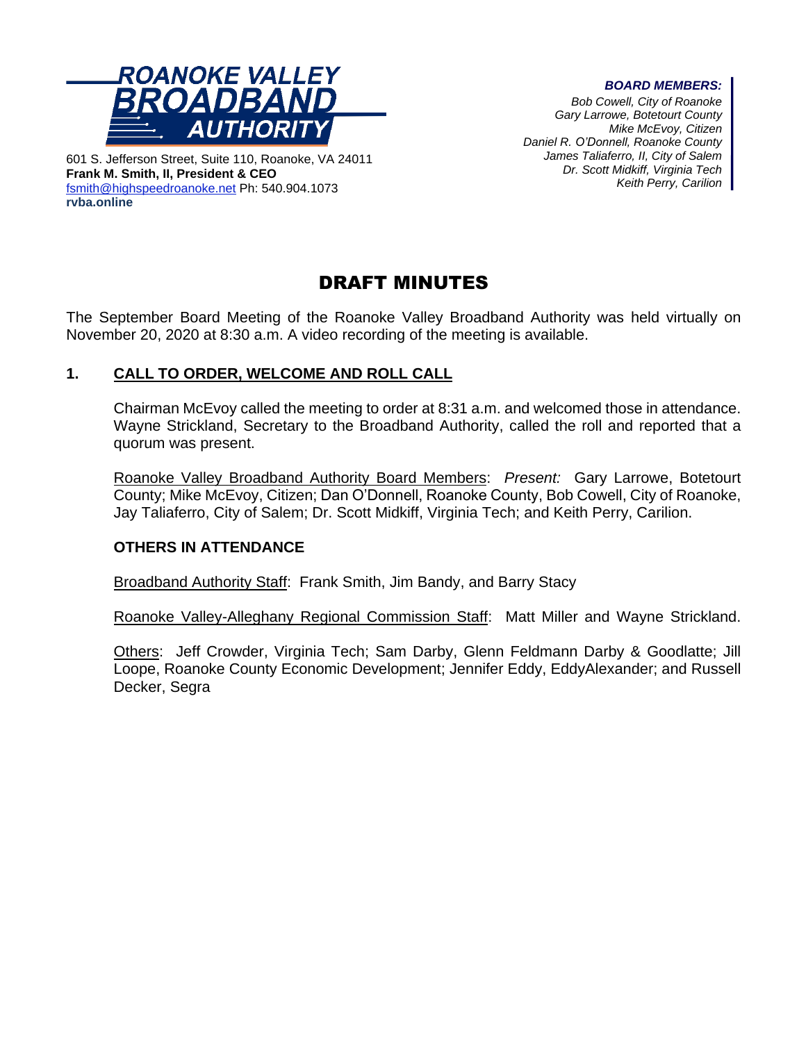ROANOKE VALLEY **BROADBAND** AUTHORITY

601 S. Jefferson Street, Suite 110, Roanoke, VA 24011
**Frank M. Smith, II, President & CEO**
fsmith@highspeedroanoke.net Ph: 540.904.1073
**rvba.online**

***BOARD MEMBERS:***
*Bob Cowell, City of Roanoke*
*Gary Larrowe, Botetourt County*
*Mike McEvoy, Citizen*
*Daniel R. O'Donnell, Roanoke County*
*James Taliaferro, II, City of Salem*
*Dr. Scott Midkiff, Virginia Tech*
*Keith Perry, Carilion*

# DRAFT MINUTES

The September Board Meeting of the Roanoke Valley Broadband Authority was held virtually on November 20, 2020 at 8:30 a.m. A video recording of the meeting is available.

## 1. CALL TO ORDER, WELCOME AND ROLL CALL

Chairman McEvoy called the meeting to order at 8:31 a.m. and welcomed those in attendance. Wayne Strickland, Secretary to the Broadband Authority, called the roll and reported that a quorum was present.

Roanoke Valley Broadband Authority Board Members: *Present:* Gary Larrowe, Botetourt County; Mike McEvoy, Citizen; Dan O'Donnell, Roanoke County, Bob Cowell, City of Roanoke, Jay Taliaferro, City of Salem; Dr. Scott Midkiff, Virginia Tech; and Keith Perry, Carilion.

**OTHERS IN ATTENDANCE**

Broadband Authority Staff: Frank Smith, Jim Bandy, and Barry Stacy

Roanoke Valley-Alleghany Regional Commission Staff: Matt Miller and Wayne Strickland.

Others: Jeff Crowder, Virginia Tech; Sam Darby, Glenn Feldmann Darby & Goodlatte; Jill Loope, Roanoke County Economic Development; Jennifer Eddy, EddyAlexander; and Russell Decker, Segra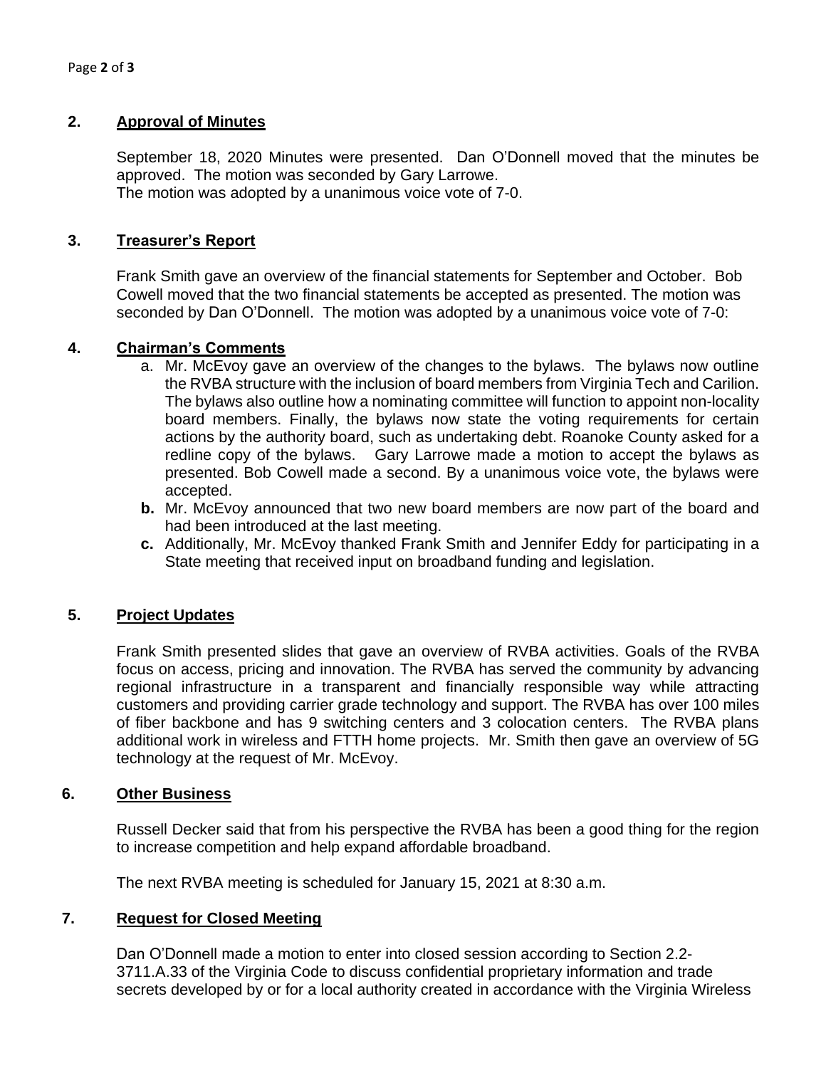## 2. Approval of Minutes

September 18, 2020 Minutes were presented. Dan O'Donnell moved that the minutes be approved. The motion was seconded by Gary Larrowe.
The motion was adopted by a unanimous voice vote of 7-0.

## 3. Treasurer's Report

Frank Smith gave an overview of the financial statements for September and October. Bob Cowell moved that the two financial statements be accepted as presented. The motion was seconded by Dan O'Donnell. The motion was adopted by a unanimous voice vote of 7-0:

## 4. Chairman's Comments

a. Mr. McEvoy gave an overview of the changes to the bylaws. The bylaws now outline the RVBA structure with the inclusion of board members from Virginia Tech and Carilion. The bylaws also outline how a nominating committee will function to appoint non-locality board members. Finally, the bylaws now state the voting requirements for certain actions by the authority board, such as undertaking debt. Roanoke County asked for a redline copy of the bylaws. Gary Larrowe made a motion to accept the bylaws as presented. Bob Cowell made a second. By a unanimous voice vote, the bylaws were accepted.

**b.** Mr. McEvoy announced that two new board members are now part of the board and had been introduced at the last meeting.

**c.** Additionally, Mr. McEvoy thanked Frank Smith and Jennifer Eddy for participating in a State meeting that received input on broadband funding and legislation.

## 5. Project Updates

Frank Smith presented slides that gave an overview of RVBA activities. Goals of the RVBA focus on access, pricing and innovation. The RVBA has served the community by advancing regional infrastructure in a transparent and financially responsible way while attracting customers and providing carrier grade technology and support. The RVBA has over 100 miles of fiber backbone and has 9 switching centers and 3 colocation centers. The RVBA plans additional work in wireless and FTTH home projects. Mr. Smith then gave an overview of 5G technology at the request of Mr. McEvoy.

## 6. Other Business

Russell Decker said that from his perspective the RVBA has been a good thing for the region to increase competition and help expand affordable broadband.

The next RVBA meeting is scheduled for January 15, 2021 at 8:30 a.m.

## 7. Request for Closed Meeting

Dan O'Donnell made a motion to enter into closed session according to Section 2.2-3711.A.33 of the Virginia Code to discuss confidential proprietary information and trade secrets developed by or for a local authority created in accordance with the Virginia Wireless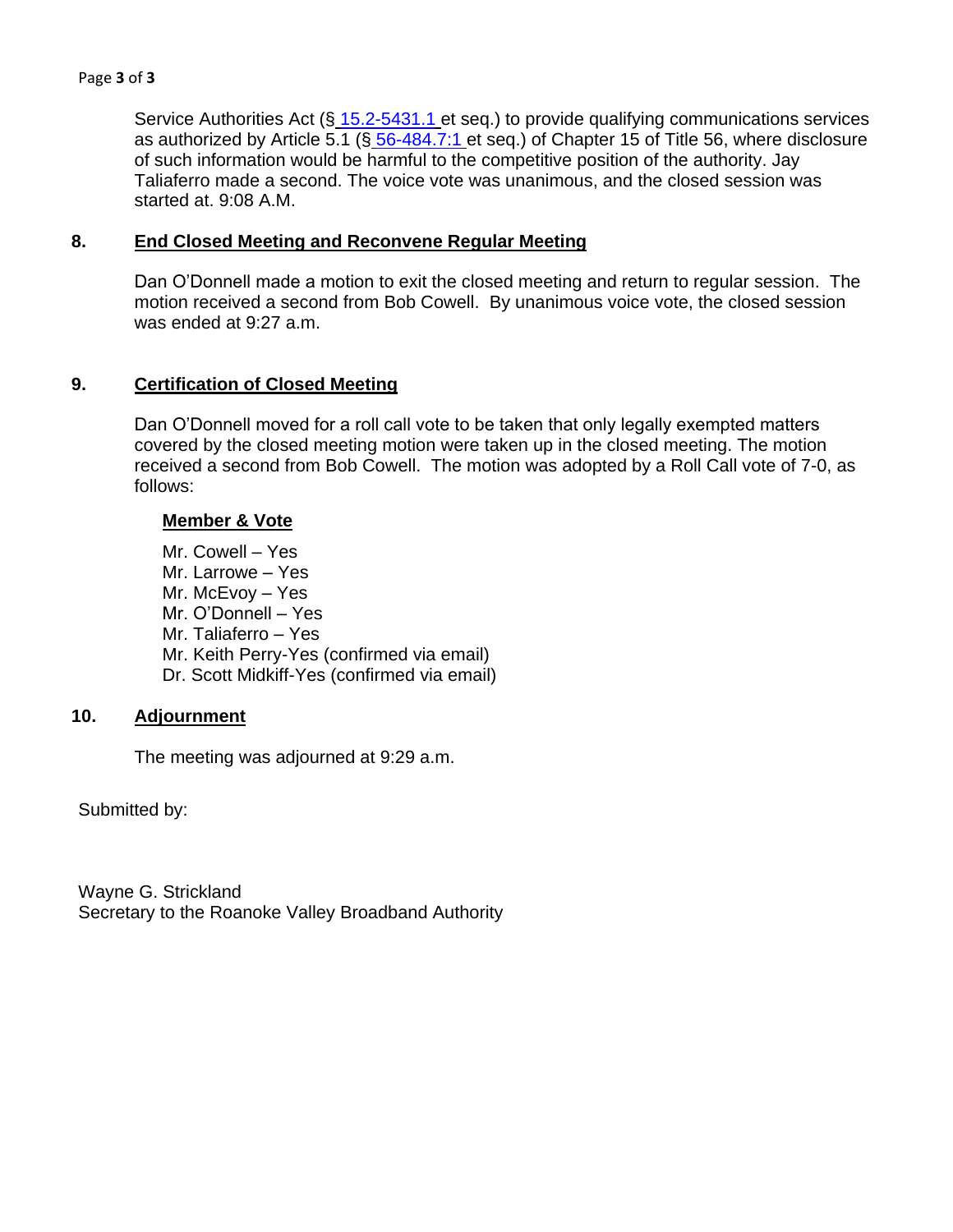Service Authorities Act (§ 15.2-5431.1 et seq.) to provide qualifying communications services as authorized by Article 5.1 (§ 56-484.7:1 et seq.) of Chapter 15 of Title 56, where disclosure of such information would be harmful to the competitive position of the authority. Jay Taliaferro made a second. The voice vote was unanimous, and the closed session was started at. 9:08 A.M.

## 8. End Closed Meeting and Reconvene Regular Meeting

Dan O'Donnell made a motion to exit the closed meeting and return to regular session. The motion received a second from Bob Cowell. By unanimous voice vote, the closed session was ended at 9:27 a.m.

## 9. Certification of Closed Meeting

Dan O'Donnell moved for a roll call vote to be taken that only legally exempted matters covered by the closed meeting motion were taken up in the closed meeting. The motion received a second from Bob Cowell. The motion was adopted by a Roll Call vote of 7-0, as follows:

**Member & Vote**

Mr. Cowell – Yes
Mr. Larrowe – Yes
Mr. McEvoy – Yes
Mr. O'Donnell – Yes
Mr. Taliaferro – Yes
Mr. Keith Perry-Yes (confirmed via email)
Dr. Scott Midkiff-Yes (confirmed via email)

## 10. Adjournment

The meeting was adjourned at 9:29 a.m.

Submitted by:

Wayne G. Strickland
Secretary to the Roanoke Valley Broadband Authority